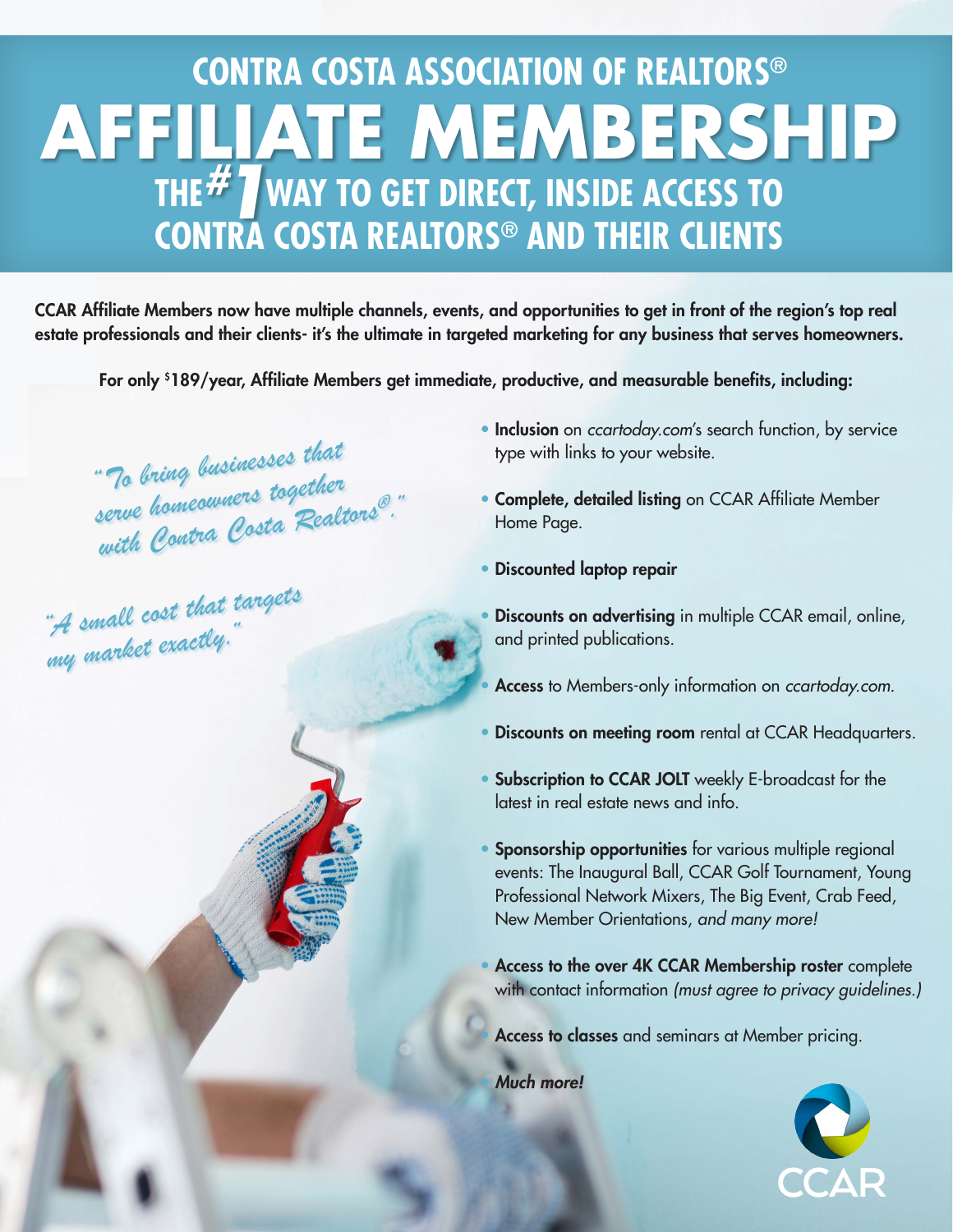# CONTRA COSTA ASSOCIATION OF REALTORS®

# AFFILIATE MEMBERSHIP

## THE #1 WAY TO GET DIRECT, INSIDE ACCESS TO CONTRA COSTA REALTORS® AND THEIR CLIENTS

**CCAR Affiliate Members now have multiple channels, events, and opportunities to get in front of the region's top real estate professionals and their clients- it's the ultimate in targeted marketing for any business that serves homeowners.**

**For only $189/year, Affiliate Members get immediate, productive, and measurable benefits, including:**

*"To bring businesses that serve homeowners together with Contra Costa Realtors®."*

*"A small cost that targets my market exactly."*

- **Inclusion** on *ccartoday.com*'s search function, by service type with links to your website.
- **Complete, detailed listing** on CCAR Affiliate Member Home Page.
- **Discounted laptop repair**
- **Discounts on advertising** in multiple CCAR email, online, and printed publications.
- **Access** to Members-only information on *ccartoday.com.*
- **Discounts on meeting room** rental at CCAR Headquarters.
- **Subscription to CCAR JOLT** weekly E-broadcast for the latest in real estate news and info.
- **Sponsorship opportunities** for various multiple regional events: The Inaugural Ball, CCAR Golf Tournament, Young Professional Network Mixers, The Big Event, Crab Feed, New Member Orientations, *and many more!*
- **Access to the over 4K CCAR Membership roster** complete with contact information *(must agree to privacy guidelines.)*
- **Access to classes** and seminars at Member pricing.
- *Much more!*

CCAR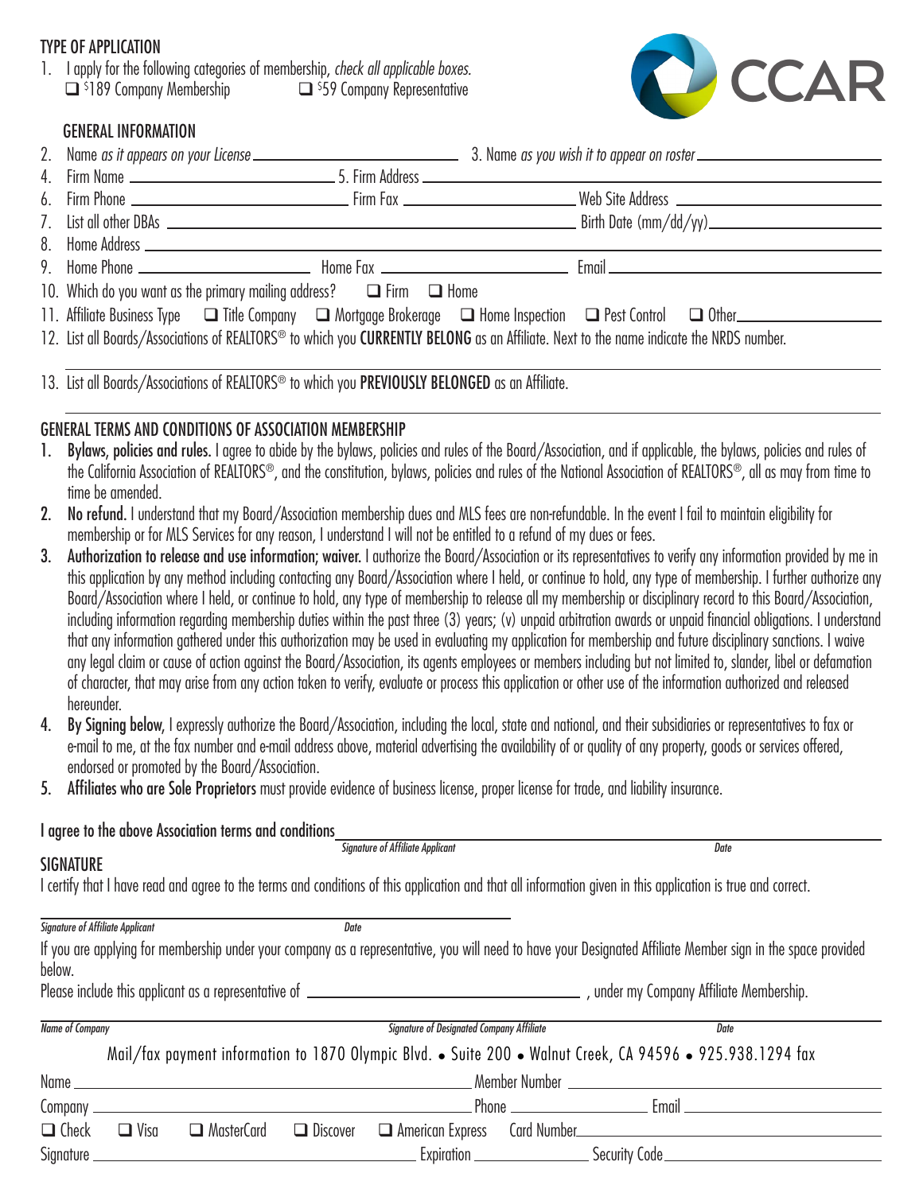## TYPE OF APPLICATION

1. I apply for the following categories of membership, *check all applicable boxes.*
   - ❑ $189 Company Membership
   - ❑ $59 Company Representative

CCAR

## GENERAL INFORMATION

2. Name *as it appears on your License* \_\_\_\_\_\_\_\_\_\_ 3. Name *as you wish it to appear on roster* \_\_\_\_\_\_\_\_\_\_
4. Firm Name \_\_\_\_\_\_\_\_\_\_ 5. Firm Address \_\_\_\_\_\_\_\_\_\_
6. Firm Phone \_\_\_\_\_\_\_\_\_\_ Firm Fax \_\_\_\_\_\_\_\_\_\_ Web Site Address \_\_\_\_\_\_\_\_\_\_
7. List all other DBAs \_\_\_\_\_\_\_\_\_\_ Birth Date (mm/dd/yy) \_\_\_\_\_\_\_\_\_\_
8. Home Address \_\_\_\_\_\_\_\_\_\_
9. Home Phone \_\_\_\_\_\_\_\_\_\_ Home Fax \_\_\_\_\_\_\_\_\_\_ Email \_\_\_\_\_\_\_\_\_\_
10. Which do you want as the primary mailing address? ❑ Firm ❑ Home
11. Affiliate Business Type ❑ Title Company ❑ Mortgage Brokerage ❑ Home Inspection ❑ Pest Control ❑ Other \_\_\_\_\_\_\_\_\_\_
12. List all Boards/Associations of REALTORS® to which you **CURRENTLY BELONG** as an Affiliate. Next to the name indicate the NRDS number.
13. List all Boards/Associations of REALTORS® to which you **PREVIOUSLY BELONGED** as an Affiliate.

## GENERAL TERMS AND CONDITIONS OF ASSOCIATION MEMBERSHIP

1. **Bylaws, policies and rules.** I agree to abide by the bylaws, policies and rules of the Board/Association, and if applicable, the bylaws, policies and rules of the California Association of REALTORS®, and the constitution, bylaws, policies and rules of the National Association of REALTORS®, all as may from time to time be amended.
2. **No refund.** I understand that my Board/Association membership dues and MLS fees are non-refundable. In the event I fail to maintain eligibility for membership or for MLS Services for any reason, I understand I will not be entitled to a refund of my dues or fees.
3. **Authorization to release and use information; waiver.** I authorize the Board/Association or its representatives to verify any information provided by me in this application by any method including contacting any Board/Association where I held, or continue to hold, any type of membership. I further authorize any Board/Association where I held, or continue to hold, any type of membership to release all my membership or disciplinary record to this Board/Association, including information regarding membership duties within the past three (3) years; (v) unpaid arbitration awards or unpaid financial obligations. I understand that any information gathered under this authorization may be used in evaluating my application for membership and future disciplinary sanctions. I waive any legal claim or cause of action against the Board/Association, its agents employees or members including but not limited to, slander, libel or defamation of character, that may arise from any action taken to verify, evaluate or process this application or other use of the information authorized and released hereunder.
4. **By Signing below,** I expressly authorize the Board/Association, including the local, state and national, and their subsidiaries or representatives to fax or e-mail to me, at the fax number and e-mail address above, material advertising the availability of or quality of any property, goods or services offered, endorsed or promoted by the Board/Association.
5. **Affiliates who are Sole Proprietors** must provide evidence of business license, proper license for trade, and liability insurance.

**I agree to the above Association terms and conditions** \_\_\_\_\_\_\_\_\_\_

*Signature of Affiliate Applicant* *Date*

## SIGNATURE

I certify that I have read and agree to the terms and conditions of this application and that all information given in this application is true and correct.

\_\_\_\_\_\_\_\_\_\_

*Signature of Affiliate Applicant* *Date*

If you are applying for membership under your company as a representative, you will need to have your Designated Affiliate Member sign in the space provided below.

Please include this applicant as a representative of \_\_\_\_\_\_\_\_\_\_, under my Company Affiliate Membership.

*Name of Company* *Signature of Designated Company Affiliate* *Date*

Mail/fax payment information to 1870 Olympic Blvd. • Suite 200 • Walnut Creek, CA 94596 • 925.938.1294 fax

Name \_\_\_\_\_\_\_\_\_\_ Member Number \_\_\_\_\_\_\_\_\_\_

Company \_\_\_\_\_\_\_\_\_\_ Phone \_\_\_\_\_\_\_\_\_\_ Email \_\_\_\_\_\_\_\_\_\_

❑ Check ❑ Visa ❑ MasterCard ❑ Discover ❑ American Express Card Number \_\_\_\_\_\_\_\_\_\_

Signature \_\_\_\_\_\_\_\_\_\_ Expiration \_\_\_\_\_\_\_\_\_\_ Security Code \_\_\_\_\_\_\_\_\_\_